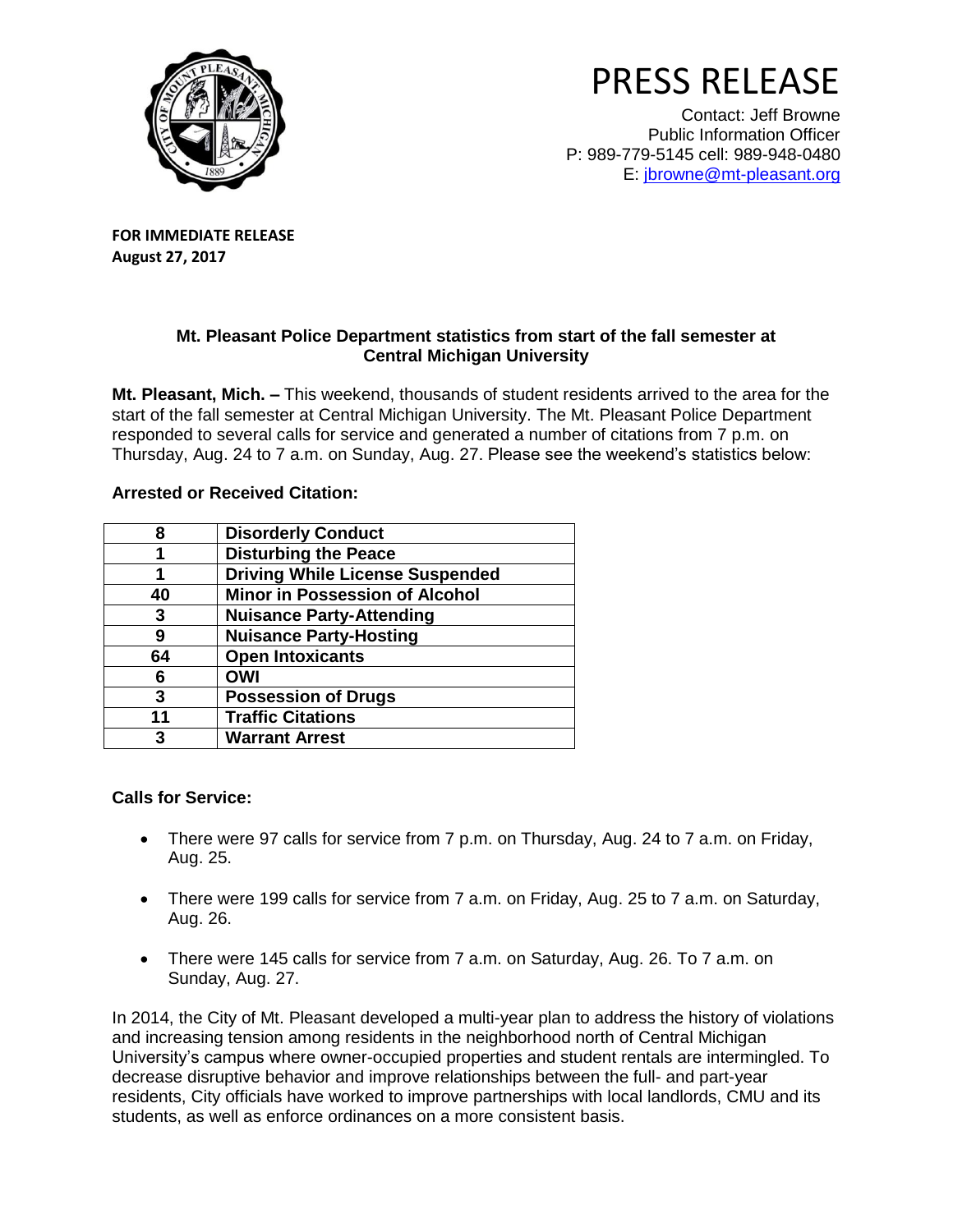# PRESS RELEASE

Contact: Jeff Browne
Public Information Officer
P: 989-779-5145 cell: 989-948-0480
E: jbrowne@mt-pleasant.org

**FOR IMMEDIATE RELEASE**
**August 27, 2017**

## Mt. Pleasant Police Department statistics from start of the fall semester at Central Michigan University

**Mt. Pleasant, Mich. –** This weekend, thousands of student residents arrived to the area for the start of the fall semester at Central Michigan University. The Mt. Pleasant Police Department responded to several calls for service and generated a number of citations from 7 p.m. on Thursday, Aug. 24 to 7 a.m. on Sunday, Aug. 27. Please see the weekend's statistics below:

**Arrested or Received Citation:**

| | |
|---|---|
| **8** | **Disorderly Conduct** |
| **1** | **Disturbing the Peace** |
| **1** | **Driving While License Suspended** |
| **40** | **Minor in Possession of Alcohol** |
| **3** | **Nuisance Party-Attending** |
| **9** | **Nuisance Party-Hosting** |
| **64** | **Open Intoxicants** |
| **6** | **OWI** |
| **3** | **Possession of Drugs** |
| **11** | **Traffic Citations** |
| **3** | **Warrant Arrest** |

**Calls for Service:**

- There were 97 calls for service from 7 p.m. on Thursday, Aug. 24 to 7 a.m. on Friday, Aug. 25.
- There were 199 calls for service from 7 a.m. on Friday, Aug. 25 to 7 a.m. on Saturday, Aug. 26.
- There were 145 calls for service from 7 a.m. on Saturday, Aug. 26. To 7 a.m. on Sunday, Aug. 27.

In 2014, the City of Mt. Pleasant developed a multi-year plan to address the history of violations and increasing tension among residents in the neighborhood north of Central Michigan University's campus where owner-occupied properties and student rentals are intermingled. To decrease disruptive behavior and improve relationships between the full- and part-year residents, City officials have worked to improve partnerships with local landlords, CMU and its students, as well as enforce ordinances on a more consistent basis.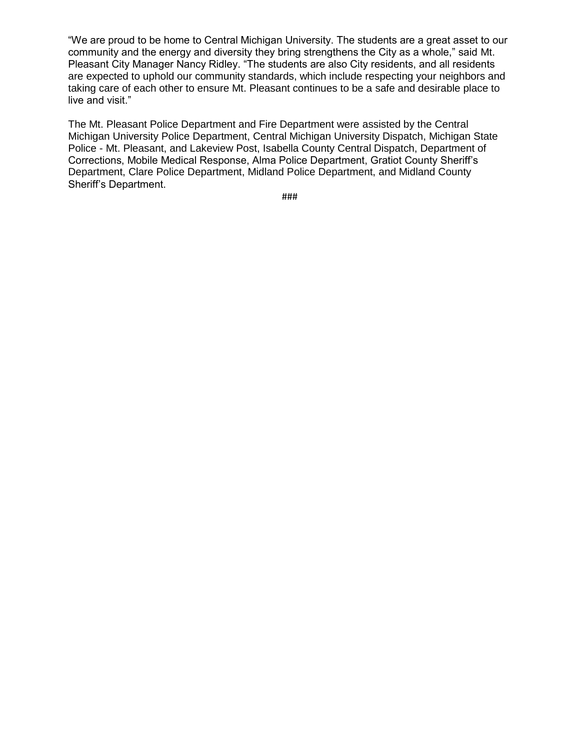"We are proud to be home to Central Michigan University. The students are a great asset to our community and the energy and diversity they bring strengthens the City as a whole," said Mt. Pleasant City Manager Nancy Ridley. "The students are also City residents, and all residents are expected to uphold our community standards, which include respecting your neighbors and taking care of each other to ensure Mt. Pleasant continues to be a safe and desirable place to live and visit."

The Mt. Pleasant Police Department and Fire Department were assisted by the Central Michigan University Police Department, Central Michigan University Dispatch, Michigan State Police - Mt. Pleasant, and Lakeview Post, Isabella County Central Dispatch, Department of Corrections, Mobile Medical Response, Alma Police Department, Gratiot County Sheriff's Department, Clare Police Department, Midland Police Department, and Midland County Sheriff's Department.

###